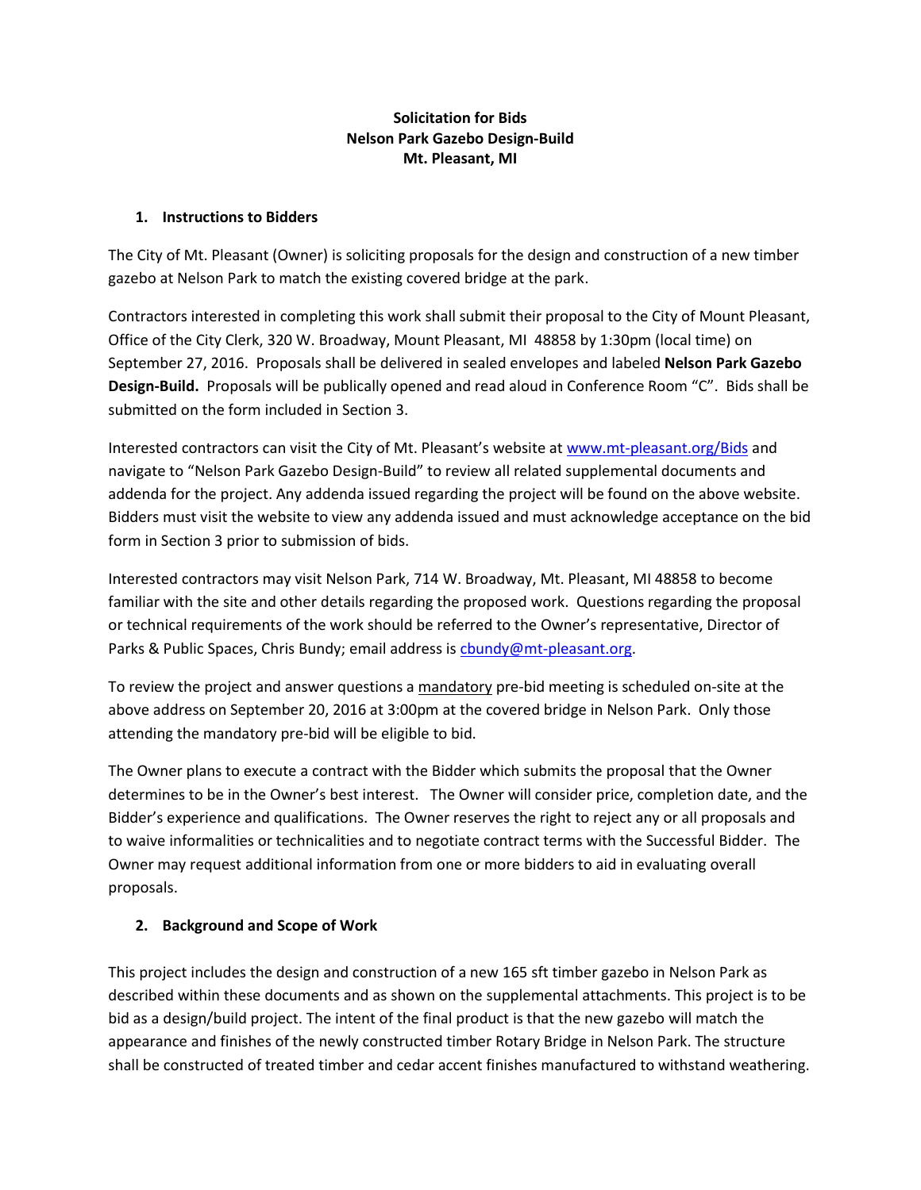**Solicitation for Bids**
**Nelson Park Gazebo Design-Build**
**Mt. Pleasant, MI**

## 1. Instructions to Bidders

The City of Mt. Pleasant (Owner) is soliciting proposals for the design and construction of a new timber gazebo at Nelson Park to match the existing covered bridge at the park.

Contractors interested in completing this work shall submit their proposal to the City of Mount Pleasant, Office of the City Clerk, 320 W. Broadway, Mount Pleasant, MI 48858 by 1:30pm (local time) on September 27, 2016. Proposals shall be delivered in sealed envelopes and labeled **Nelson Park Gazebo Design-Build.** Proposals will be publically opened and read aloud in Conference Room "C". Bids shall be submitted on the form included in Section 3.

Interested contractors can visit the City of Mt. Pleasant's website at [www.mt-pleasant.org/Bids](www.mt-pleasant.org/Bids) and navigate to "Nelson Park Gazebo Design-Build" to review all related supplemental documents and addenda for the project. Any addenda issued regarding the project will be found on the above website. Bidders must visit the website to view any addenda issued and must acknowledge acceptance on the bid form in Section 3 prior to submission of bids.

Interested contractors may visit Nelson Park, 714 W. Broadway, Mt. Pleasant, MI 48858 to become familiar with the site and other details regarding the proposed work. Questions regarding the proposal or technical requirements of the work should be referred to the Owner's representative, Director of Parks & Public Spaces, Chris Bundy; email address is [cbundy@mt-pleasant.org](mailto:cbundy@mt-pleasant.org).

To review the project and answer questions a mandatory pre-bid meeting is scheduled on-site at the above address on September 20, 2016 at 3:00pm at the covered bridge in Nelson Park. Only those attending the mandatory pre-bid will be eligible to bid.

The Owner plans to execute a contract with the Bidder which submits the proposal that the Owner determines to be in the Owner's best interest. The Owner will consider price, completion date, and the Bidder's experience and qualifications. The Owner reserves the right to reject any or all proposals and to waive informalities or technicalities and to negotiate contract terms with the Successful Bidder. The Owner may request additional information from one or more bidders to aid in evaluating overall proposals.

## 2. Background and Scope of Work

This project includes the design and construction of a new 165 sft timber gazebo in Nelson Park as described within these documents and as shown on the supplemental attachments. This project is to be bid as a design/build project. The intent of the final product is that the new gazebo will match the appearance and finishes of the newly constructed timber Rotary Bridge in Nelson Park. The structure shall be constructed of treated timber and cedar accent finishes manufactured to withstand weathering.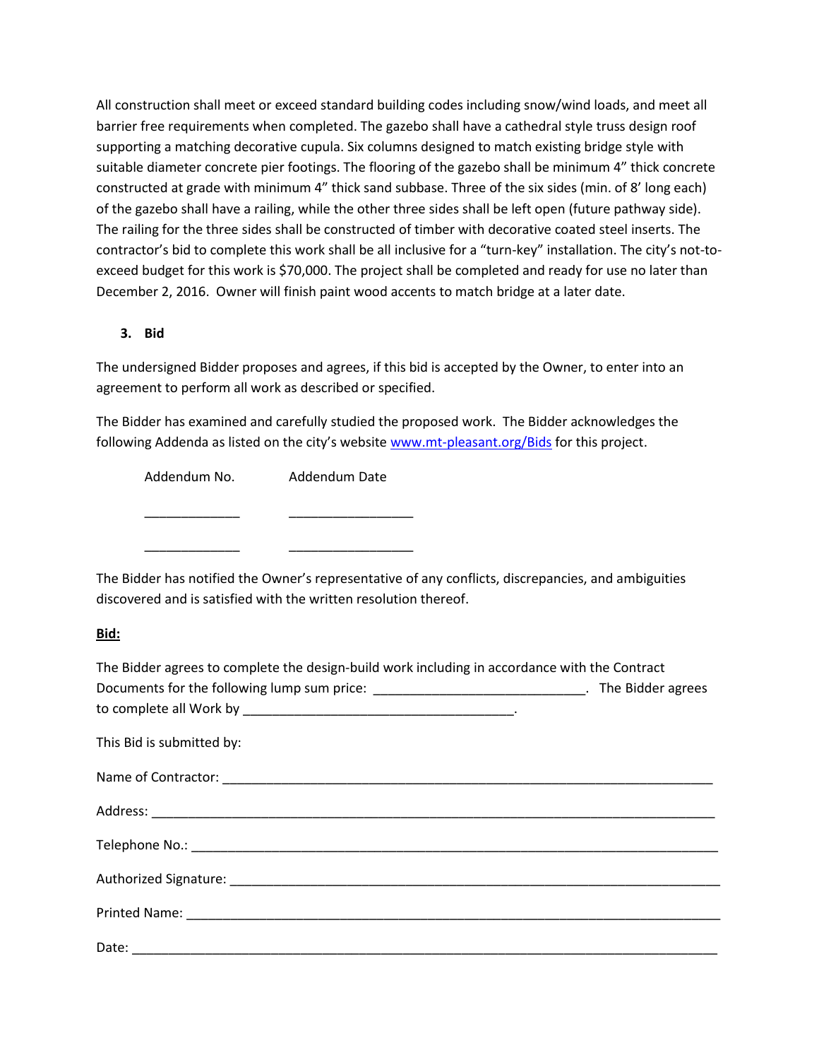All construction shall meet or exceed standard building codes including snow/wind loads, and meet all barrier free requirements when completed. The gazebo shall have a cathedral style truss design roof supporting a matching decorative cupula. Six columns designed to match existing bridge style with suitable diameter concrete pier footings. The flooring of the gazebo shall be minimum 4" thick concrete constructed at grade with minimum 4" thick sand subbase. Three of the six sides (min. of 8' long each) of the gazebo shall have a railing, while the other three sides shall be left open (future pathway side). The railing for the three sides shall be constructed of timber with decorative coated steel inserts. The contractor's bid to complete this work shall be all inclusive for a "turn-key" installation. The city's not-to-exceed budget for this work is $70,000. The project shall be completed and ready for use no later than December 2, 2016. Owner will finish paint wood accents to match bridge at a later date.

## 3. Bid

The undersigned Bidder proposes and agrees, if this bid is accepted by the Owner, to enter into an agreement to perform all work as described or specified.

The Bidder has examined and carefully studied the proposed work. The Bidder acknowledges the following Addenda as listed on the city's website [www.mt-pleasant.org/Bids](http://www.mt-pleasant.org/Bids) for this project.

| Addendum No. | Addendum Date |
| --- | --- |
| _____________ | _________________ |
| _____________ | _________________ |

The Bidder has notified the Owner's representative of any conflicts, discrepancies, and ambiguities discovered and is satisfied with the written resolution thereof.

**<u>Bid:</u>**

The Bidder agrees to complete the design-build work including in accordance with the Contract Documents for the following lump sum price: _____________________________. The Bidder agrees to complete all Work by _____________________________________.

This Bid is submitted by:

Name of Contractor: _______________________________________________________________________

Address: _____________________________________________________________________________

Telephone No.: _________________________________________________________________________

Authorized Signature: ____________________________________________________________________

Printed Name: __________________________________________________________________________

Date: ________________________________________________________________________________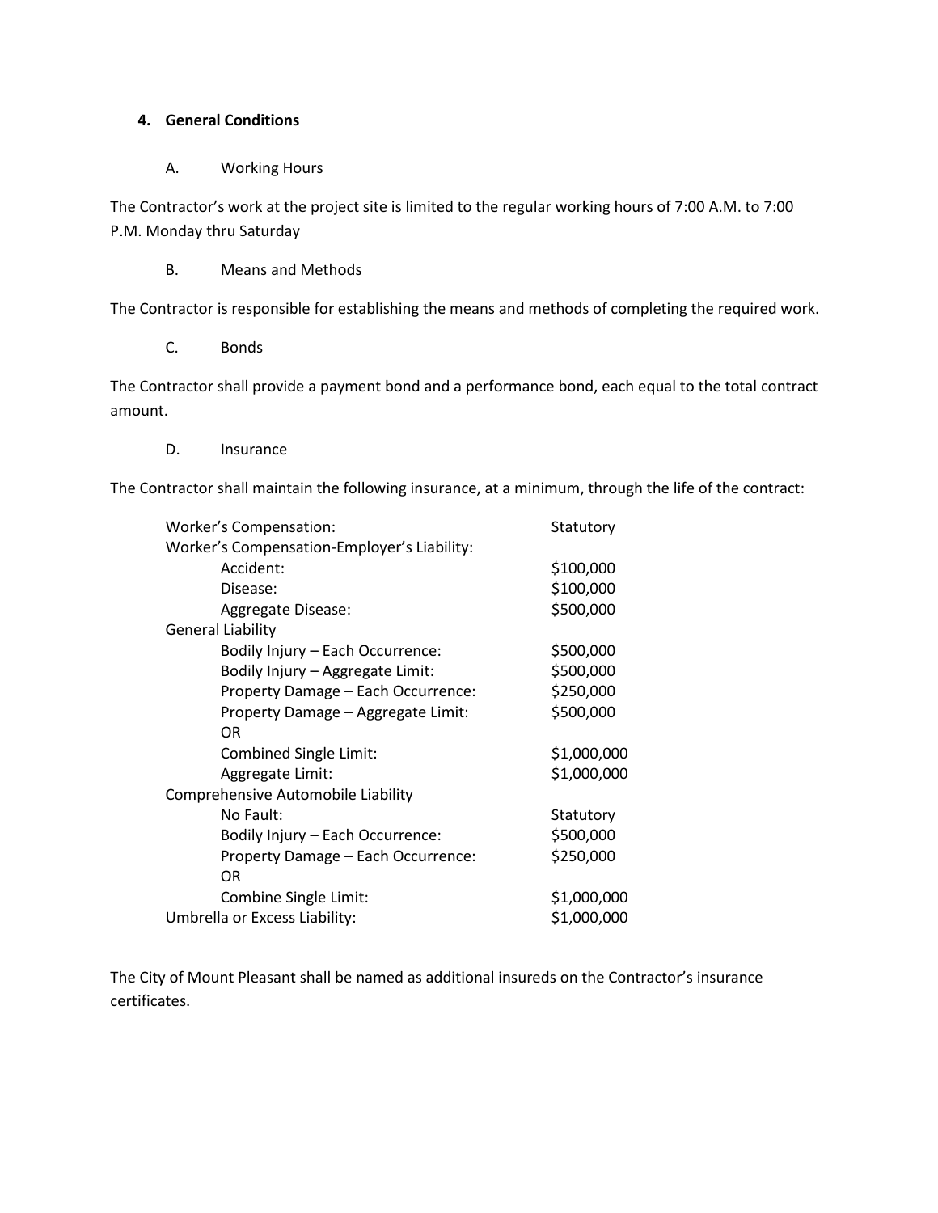## 4. General Conditions

### A. Working Hours

The Contractor's work at the project site is limited to the regular working hours of 7:00 A.M. to 7:00 P.M. Monday thru Saturday

### B. Means and Methods

The Contractor is responsible for establishing the means and methods of completing the required work.

### C. Bonds

The Contractor shall provide a payment bond and a performance bond, each equal to the total contract amount.

### D. Insurance

The Contractor shall maintain the following insurance, at a minimum, through the life of the contract:

| Coverage | Amount |
| --- | --- |
| Worker's Compensation: | Statutory |
| Worker's Compensation-Employer's Liability: | |
| Accident: | $100,000 |
| Disease: | $100,000 |
| Aggregate Disease: | $500,000 |
| General Liability | |
| Bodily Injury – Each Occurrence: | $500,000 |
| Bodily Injury – Aggregate Limit: | $500,000 |
| Property Damage – Each Occurrence: | $250,000 |
| Property Damage – Aggregate Limit: | $500,000 |
| OR | |
| Combined Single Limit: | $1,000,000 |
| Aggregate Limit: | $1,000,000 |
| Comprehensive Automobile Liability | |
| No Fault: | Statutory |
| Bodily Injury – Each Occurrence: | $500,000 |
| Property Damage – Each Occurrence: | $250,000 |
| OR | |
| Combine Single Limit: | $1,000,000 |
| Umbrella or Excess Liability: | $1,000,000 |

The City of Mount Pleasant shall be named as additional insureds on the Contractor's insurance certificates.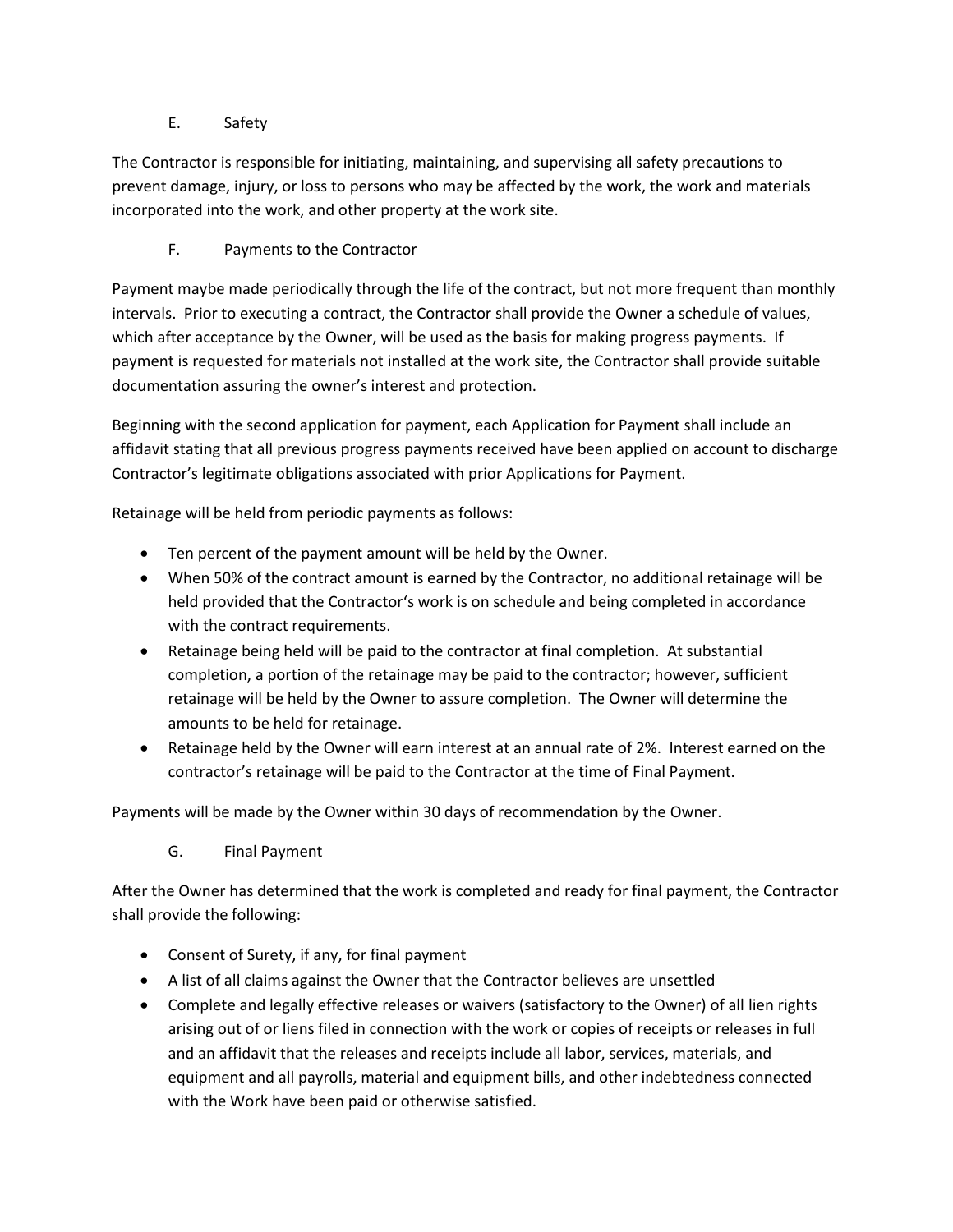### E. Safety

The Contractor is responsible for initiating, maintaining, and supervising all safety precautions to prevent damage, injury, or loss to persons who may be affected by the work, the work and materials incorporated into the work, and other property at the work site.

### F. Payments to the Contractor

Payment maybe made periodically through the life of the contract, but not more frequent than monthly intervals. Prior to executing a contract, the Contractor shall provide the Owner a schedule of values, which after acceptance by the Owner, will be used as the basis for making progress payments. If payment is requested for materials not installed at the work site, the Contractor shall provide suitable documentation assuring the owner's interest and protection.

Beginning with the second application for payment, each Application for Payment shall include an affidavit stating that all previous progress payments received have been applied on account to discharge Contractor's legitimate obligations associated with prior Applications for Payment.

Retainage will be held from periodic payments as follows:

- Ten percent of the payment amount will be held by the Owner.
- When 50% of the contract amount is earned by the Contractor, no additional retainage will be held provided that the Contractor's work is on schedule and being completed in accordance with the contract requirements.
- Retainage being held will be paid to the contractor at final completion. At substantial completion, a portion of the retainage may be paid to the contractor; however, sufficient retainage will be held by the Owner to assure completion. The Owner will determine the amounts to be held for retainage.
- Retainage held by the Owner will earn interest at an annual rate of 2%. Interest earned on the contractor's retainage will be paid to the Contractor at the time of Final Payment.

Payments will be made by the Owner within 30 days of recommendation by the Owner.

### G. Final Payment

After the Owner has determined that the work is completed and ready for final payment, the Contractor shall provide the following:

- Consent of Surety, if any, for final payment
- A list of all claims against the Owner that the Contractor believes are unsettled
- Complete and legally effective releases or waivers (satisfactory to the Owner) of all lien rights arising out of or liens filed in connection with the work or copies of receipts or releases in full and an affidavit that the releases and receipts include all labor, services, materials, and equipment and all payrolls, material and equipment bills, and other indebtedness connected with the Work have been paid or otherwise satisfied.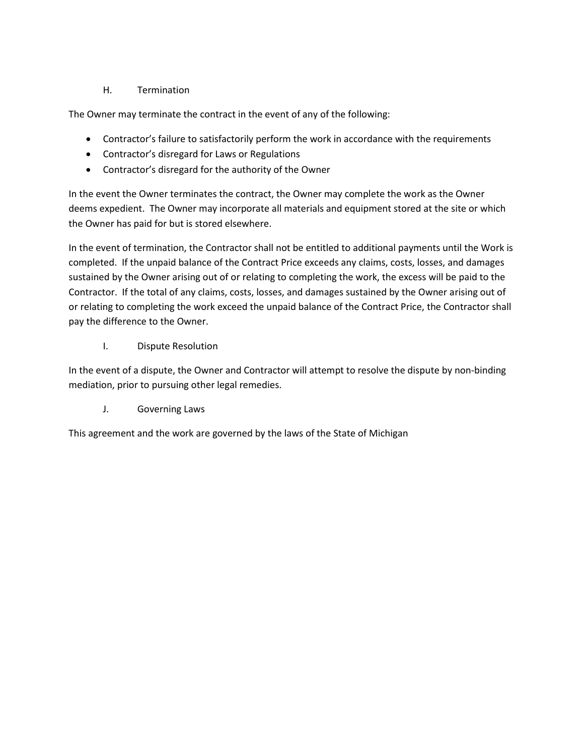### H. Termination

The Owner may terminate the contract in the event of any of the following:

- Contractor's failure to satisfactorily perform the work in accordance with the requirements
- Contractor's disregard for Laws or Regulations
- Contractor's disregard for the authority of the Owner

In the event the Owner terminates the contract, the Owner may complete the work as the Owner deems expedient. The Owner may incorporate all materials and equipment stored at the site or which the Owner has paid for but is stored elsewhere.

In the event of termination, the Contractor shall not be entitled to additional payments until the Work is completed. If the unpaid balance of the Contract Price exceeds any claims, costs, losses, and damages sustained by the Owner arising out of or relating to completing the work, the excess will be paid to the Contractor. If the total of any claims, costs, losses, and damages sustained by the Owner arising out of or relating to completing the work exceed the unpaid balance of the Contract Price, the Contractor shall pay the difference to the Owner.

### I. Dispute Resolution

In the event of a dispute, the Owner and Contractor will attempt to resolve the dispute by non-binding mediation, prior to pursuing other legal remedies.

### J. Governing Laws

This agreement and the work are governed by the laws of the State of Michigan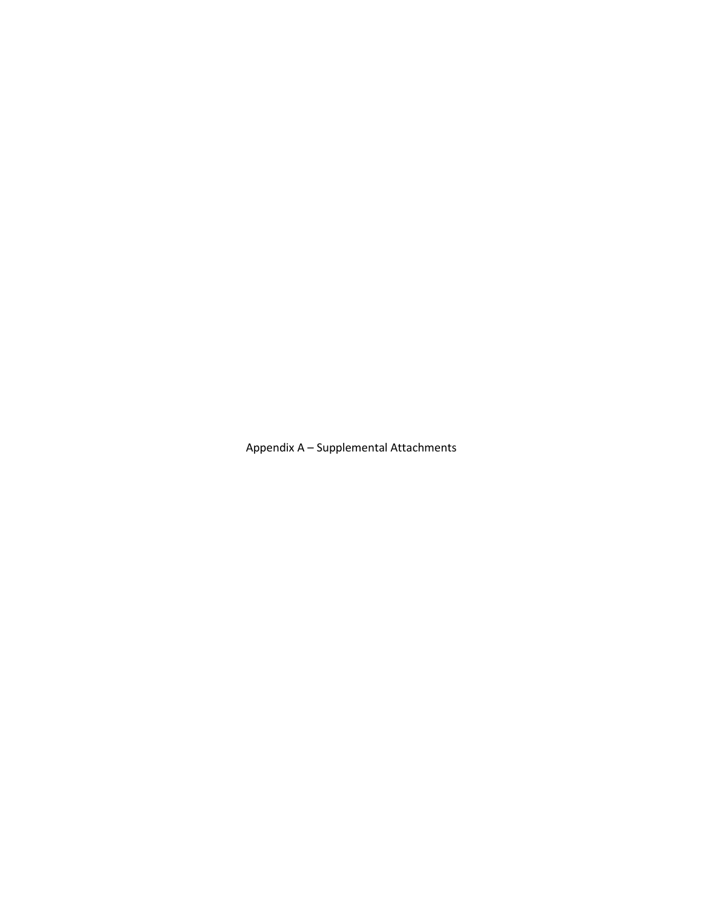Appendix A – Supplemental Attachments